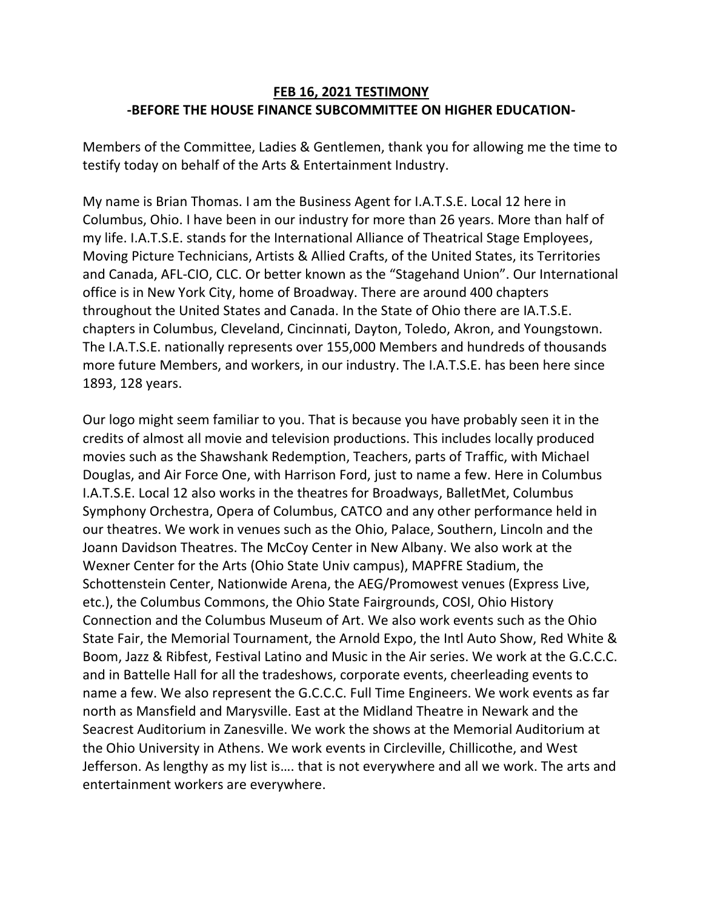**FEB 16, 2021 TESTIMONY**

**-BEFORE THE HOUSE FINANCE SUBCOMMITTEE ON HIGHER EDUCATION-**

Members of the Committee, Ladies & Gentlemen, thank you for allowing me the time to testify today on behalf of the Arts & Entertainment Industry.

My name is Brian Thomas. I am the Business Agent for I.A.T.S.E. Local 12 here in Columbus, Ohio. I have been in our industry for more than 26 years. More than half of my life. I.A.T.S.E. stands for the International Alliance of Theatrical Stage Employees, Moving Picture Technicians, Artists & Allied Crafts, of the United States, its Territories and Canada, AFL-CIO, CLC. Or better known as the "Stagehand Union". Our International office is in New York City, home of Broadway. There are around 400 chapters throughout the United States and Canada. In the State of Ohio there are IA.T.S.E. chapters in Columbus, Cleveland, Cincinnati, Dayton, Toledo, Akron, and Youngstown. The I.A.T.S.E. nationally represents over 155,000 Members and hundreds of thousands more future Members, and workers, in our industry. The I.A.T.S.E. has been here since 1893, 128 years.

Our logo might seem familiar to you. That is because you have probably seen it in the credits of almost all movie and television productions. This includes locally produced movies such as the Shawshank Redemption, Teachers, parts of Traffic, with Michael Douglas, and Air Force One, with Harrison Ford, just to name a few. Here in Columbus I.A.T.S.E. Local 12 also works in the theatres for Broadways, BalletMet, Columbus Symphony Orchestra, Opera of Columbus, CATCO and any other performance held in our theatres. We work in venues such as the Ohio, Palace, Southern, Lincoln and the Joann Davidson Theatres. The McCoy Center in New Albany. We also work at the Wexner Center for the Arts (Ohio State Univ campus), MAPFRE Stadium, the Schottenstein Center, Nationwide Arena, the AEG/Promowest venues (Express Live, etc.), the Columbus Commons, the Ohio State Fairgrounds, COSI, Ohio History Connection and the Columbus Museum of Art. We also work events such as the Ohio State Fair, the Memorial Tournament, the Arnold Expo, the Intl Auto Show, Red White & Boom, Jazz & Ribfest, Festival Latino and Music in the Air series. We work at the G.C.C.C. and in Battelle Hall for all the tradeshows, corporate events, cheerleading events to name a few. We also represent the G.C.C.C. Full Time Engineers. We work events as far north as Mansfield and Marysville. East at the Midland Theatre in Newark and the Seacrest Auditorium in Zanesville. We work the shows at the Memorial Auditorium at the Ohio University in Athens. We work events in Circleville, Chillicothe, and West Jefferson. As lengthy as my list is…. that is not everywhere and all we work. The arts and entertainment workers are everywhere.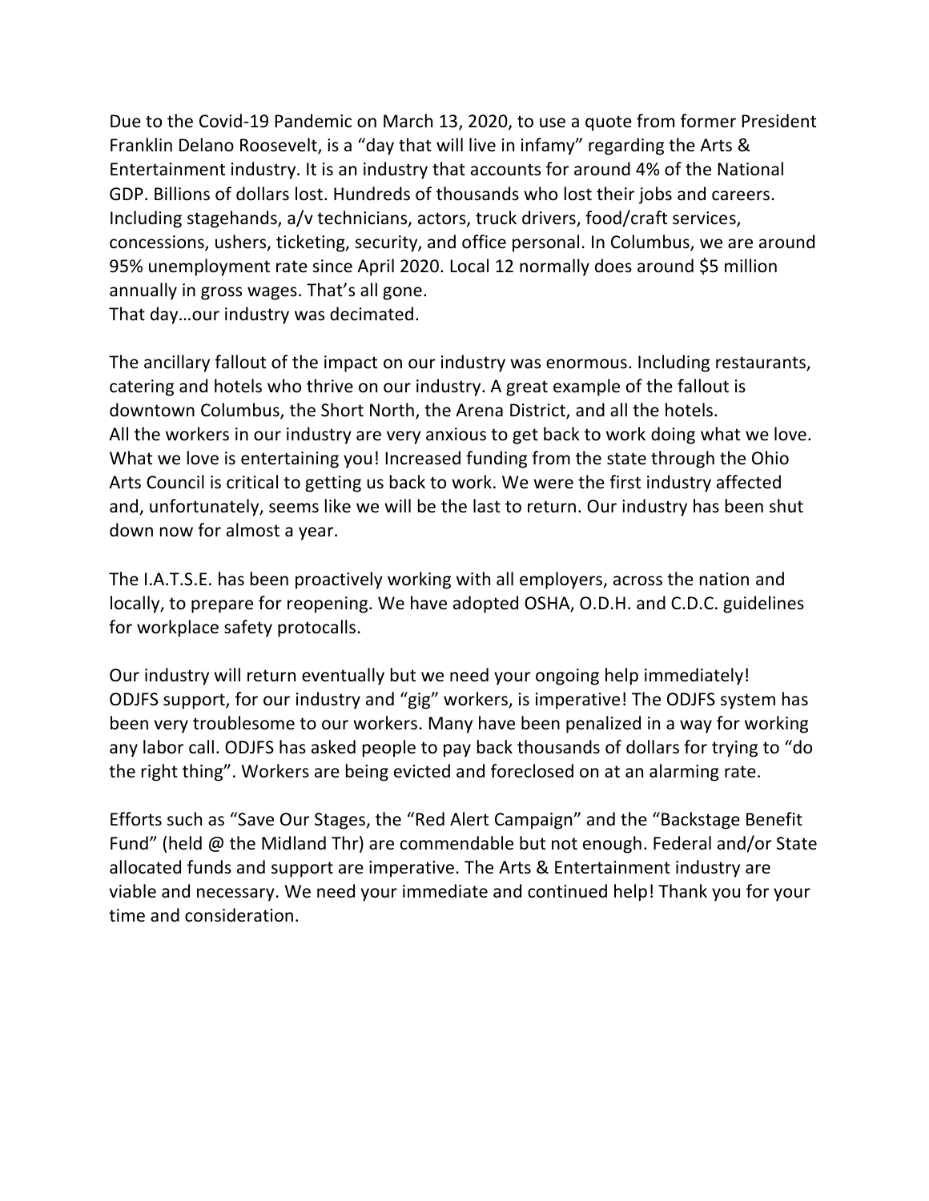Due to the Covid-19 Pandemic on March 13, 2020, to use a quote from former President Franklin Delano Roosevelt, is a "day that will live in infamy" regarding the Arts & Entertainment industry. It is an industry that accounts for around 4% of the National GDP. Billions of dollars lost. Hundreds of thousands who lost their jobs and careers. Including stagehands, a/v technicians, actors, truck drivers, food/craft services, concessions, ushers, ticketing, security, and office personal. In Columbus, we are around 95% unemployment rate since April 2020. Local 12 normally does around $5 million annually in gross wages. That's all gone.
That day…our industry was decimated.

The ancillary fallout of the impact on our industry was enormous. Including restaurants, catering and hotels who thrive on our industry. A great example of the fallout is downtown Columbus, the Short North, the Arena District, and all the hotels.
All the workers in our industry are very anxious to get back to work doing what we love. What we love is entertaining you! Increased funding from the state through the Ohio Arts Council is critical to getting us back to work. We were the first industry affected and, unfortunately, seems like we will be the last to return. Our industry has been shut down now for almost a year.

The I.A.T.S.E. has been proactively working with all employers, across the nation and locally, to prepare for reopening. We have adopted OSHA, O.D.H. and C.D.C. guidelines for workplace safety protocalls.

Our industry will return eventually but we need your ongoing help immediately! ODJFS support, for our industry and "gig" workers, is imperative! The ODJFS system has been very troublesome to our workers. Many have been penalized in a way for working any labor call. ODJFS has asked people to pay back thousands of dollars for trying to "do the right thing". Workers are being evicted and foreclosed on at an alarming rate.

Efforts such as "Save Our Stages, the "Red Alert Campaign" and the "Backstage Benefit Fund" (held @ the Midland Thr) are commendable but not enough. Federal and/or State allocated funds and support are imperative. The Arts & Entertainment industry are viable and necessary. We need your immediate and continued help! Thank you for your time and consideration.